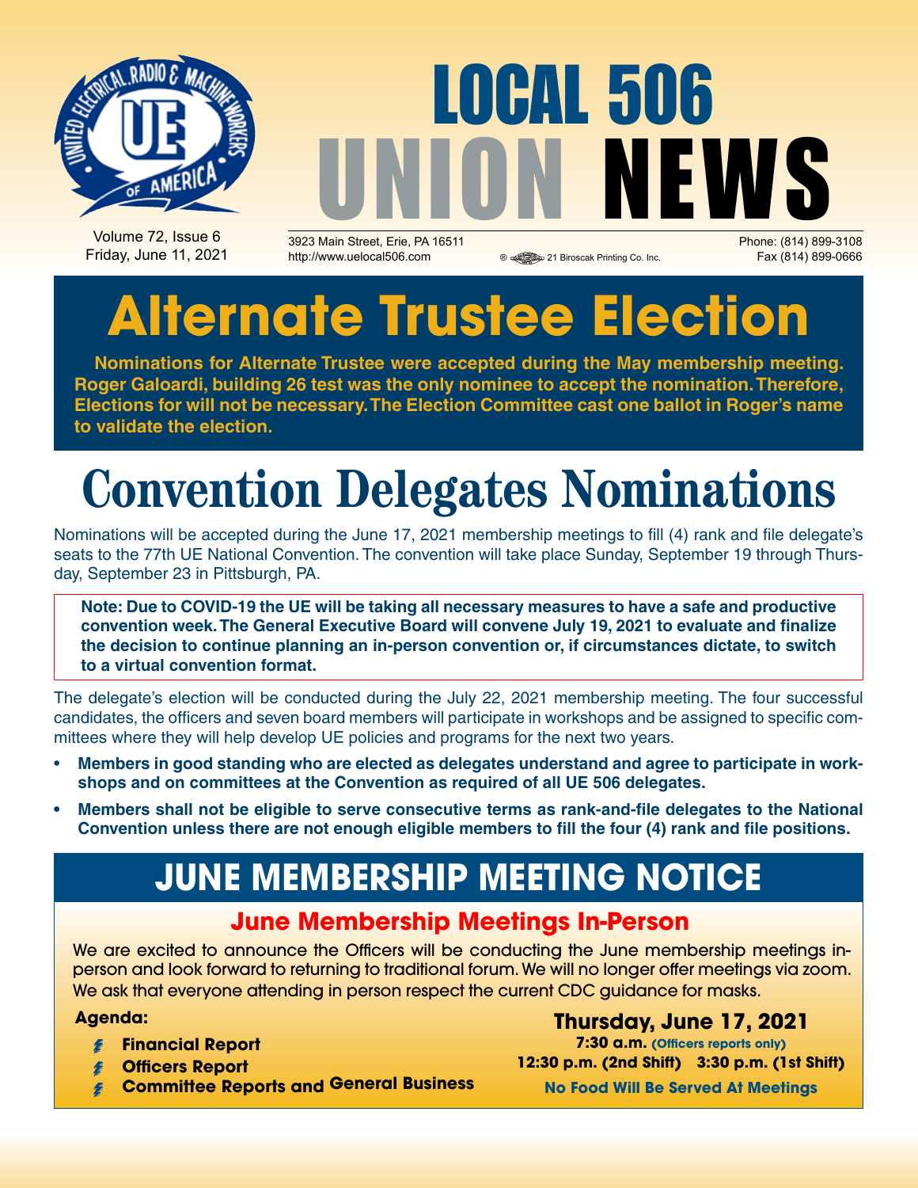# LOCAL 506 UNION NEWS

Volume 72, Issue 6
Friday, June 11, 2021

3923 Main Street, Erie, PA 16511
http://www.uelocal506.com

21 Biroscak Printing Co. Inc.

Phone: (814) 899-3108
Fax (814) 899-0666

# Alternate Trustee Election

**Nominations for Alternate Trustee were accepted during the May membership meeting. Roger Galoardi, building 26 test was the only nominee to accept the nomination. Therefore, Elections for will not be necessary. The Election Committee cast one ballot in Roger's name to validate the election.**

# Convention Delegates Nominations

Nominations will be accepted during the June 17, 2021 membership meetings to fill (4) rank and file delegate's seats to the 77th UE National Convention. The convention will take place Sunday, September 19 through Thursday, September 23 in Pittsburgh, PA.

**Note: Due to COVID-19 the UE will be taking all necessary measures to have a safe and productive convention week. The General Executive Board will convene July 19, 2021 to evaluate and finalize the decision to continue planning an in-person convention or, if circumstances dictate, to switch to a virtual convention format.**

The delegate's election will be conducted during the July 22, 2021 membership meeting. The four successful candidates, the officers and seven board members will participate in workshops and be assigned to specific committees where they will help develop UE policies and programs for the next two years.

- **Members in good standing who are elected as delegates understand and agree to participate in workshops and on committees at the Convention as required of all UE 506 delegates.**
- **Members shall not be eligible to serve consecutive terms as rank-and-file delegates to the National Convention unless there are not enough eligible members to fill the four (4) rank and file positions.**

## JUNE MEMBERSHIP MEETING NOTICE

### June Membership Meetings In-Person

We are excited to announce the Officers will be conducting the June membership meetings in-person and look forward to returning to traditional forum. We will no longer offer meetings via zoom. We ask that everyone attending in person respect the current CDC guidance for masks.

**Agenda:**

- **Financial Report**
- **Officers Report**
- **Committee Reports and General Business**

**Thursday, June 17, 2021**

**7:30 a.m. (Officers reports only)**

**12:30 p.m. (2nd Shift) 3:30 p.m. (1st Shift)**

**No Food Will Be Served At Meetings**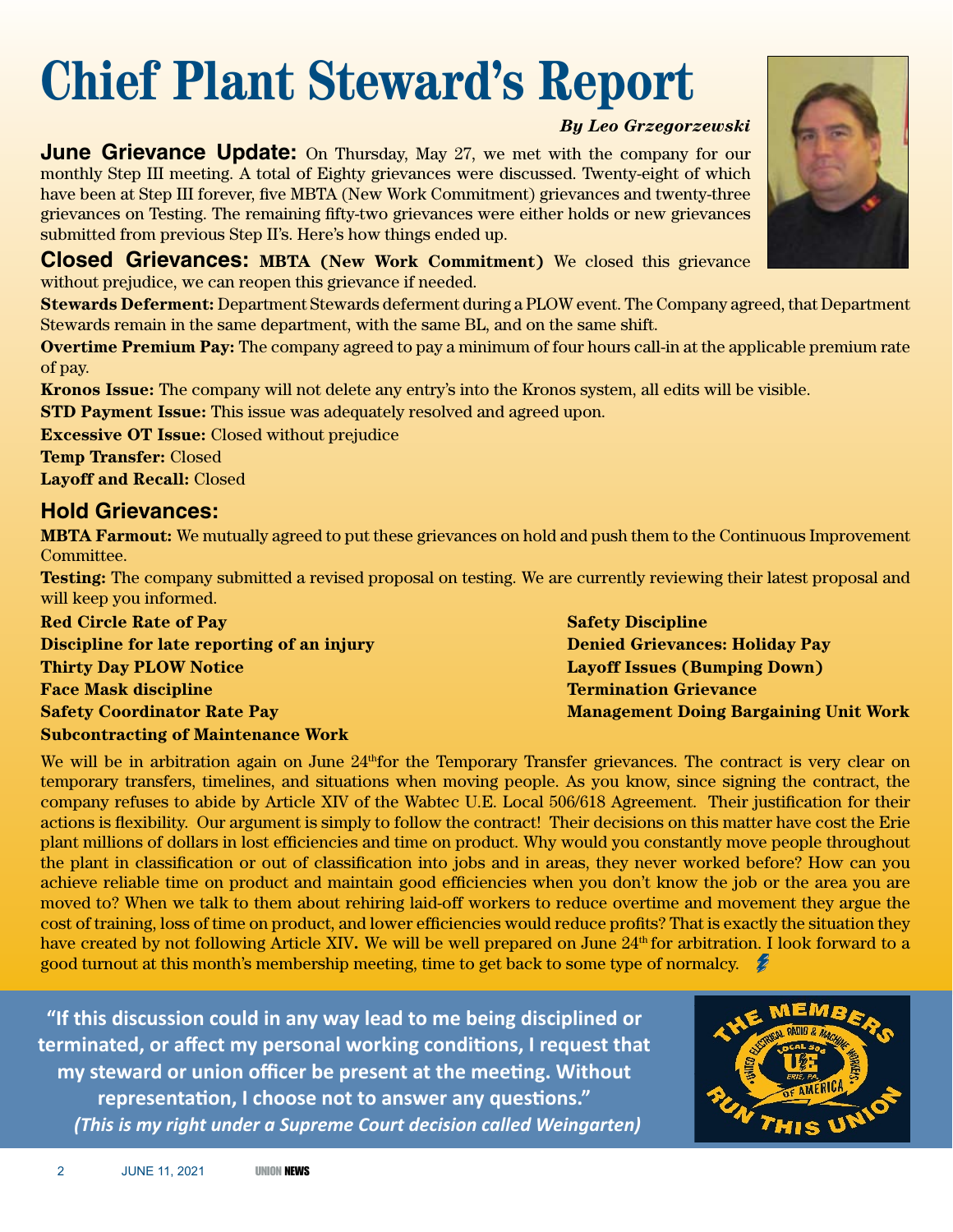# Chief Plant Steward's Report

***By Leo Grzegorzewski***

**June Grievance Update:** On Thursday, May 27, we met with the company for our monthly Step III meeting. A total of Eighty grievances were discussed. Twenty-eight of which have been at Step III forever, five MBTA (New Work Commitment) grievances and twenty-three grievances on Testing. The remaining fifty-two grievances were either holds or new grievances submitted from previous Step II's. Here's how things ended up.

**Closed Grievances: MBTA (New Work Commitment)** We closed this grievance without prejudice, we can reopen this grievance if needed.

**Stewards Deferment:** Department Stewards deferment during a PLOW event. The Company agreed, that Department Stewards remain in the same department, with the same BL, and on the same shift.

**Overtime Premium Pay:** The company agreed to pay a minimum of four hours call-in at the applicable premium rate of pay.

**Kronos Issue:** The company will not delete any entry's into the Kronos system, all edits will be visible.

**STD Payment Issue:** This issue was adequately resolved and agreed upon.

**Excessive OT Issue:** Closed without prejudice

**Temp Transfer:** Closed

**Layoff and Recall:** Closed

## Hold Grievances:

**MBTA Farmout:** We mutually agreed to put these grievances on hold and push them to the Continuous Improvement Committee.

**Testing:** The company submitted a revised proposal on testing. We are currently reviewing their latest proposal and will keep you informed.

**Red Circle Rate of Pay**
**Discipline for late reporting of an injury**
**Thirty Day PLOW Notice**
**Face Mask discipline**
**Safety Coordinator Rate Pay**
**Subcontracting of Maintenance Work**
**Safety Discipline**
**Denied Grievances: Holiday Pay**
**Layoff Issues (Bumping Down)**
**Termination Grievance**
**Management Doing Bargaining Unit Work**

We will be in arbitration again on June 24th for the Temporary Transfer grievances. The contract is very clear on temporary transfers, timelines, and situations when moving people. As you know, since signing the contract, the company refuses to abide by Article XIV of the Wabtec U.E. Local 506/618 Agreement. Their justification for their actions is flexibility. Our argument is simply to follow the contract! Their decisions on this matter have cost the Erie plant millions of dollars in lost efficiencies and time on product. Why would you constantly move people throughout the plant in classification or out of classification into jobs and in areas, they never worked before? How can you achieve reliable time on product and maintain good efficiencies when you don't know the job or the area you are moved to? When we talk to them about rehiring laid-off workers to reduce overtime and movement they argue the cost of training, loss of time on product, and lower efficiencies would reduce profits? That is exactly the situation they have created by not following Article XIV. We will be well prepared on June 24th for arbitration. I look forward to a good turnout at this month's membership meeting, time to get back to some type of normalcy.

**"If this discussion could in any way lead to me being disciplined or terminated, or affect my personal working conditions, I request that my steward or union officer be present at the meeting. Without representation, I choose not to answer any questions."**
***(This is my right under a Supreme Court decision called Weingarten)***

THE MEMBERS RUN THIS UNION — United Electrical, Radio & Machine Workers of America, Local 506, Erie, PA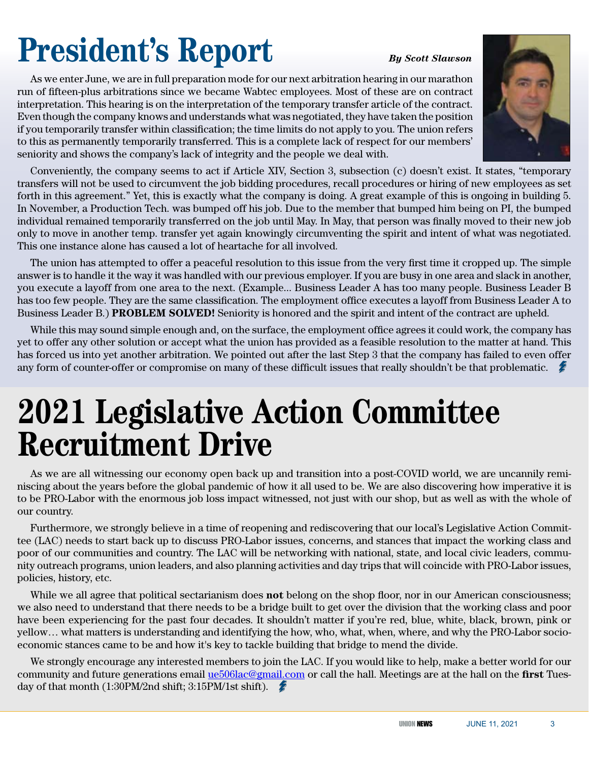# President's Report

*By Scott Slawson*

As we enter June, we are in full preparation mode for our next arbitration hearing in our marathon run of fifteen-plus arbitrations since we became Wabtec employees. Most of these are on contract interpretation. This hearing is on the interpretation of the temporary transfer article of the contract. Even though the company knows and understands what was negotiated, they have taken the position if you temporarily transfer within classification; the time limits do not apply to you. The union refers to this as permanently temporarily transferred. This is a complete lack of respect for our members' seniority and shows the company's lack of integrity and the people we deal with.

Conveniently, the company seems to act if Article XIV, Section 3, subsection (c) doesn't exist. It states, "temporary transfers will not be used to circumvent the job bidding procedures, recall procedures or hiring of new employees as set forth in this agreement." Yet, this is exactly what the company is doing. A great example of this is ongoing in building 5. In November, a Production Tech. was bumped off his job. Due to the member that bumped him being on PI, the bumped individual remained temporarily transferred on the job until May. In May, that person was finally moved to their new job only to move in another temp. transfer yet again knowingly circumventing the spirit and intent of what was negotiated. This one instance alone has caused a lot of heartache for all involved.

The union has attempted to offer a peaceful resolution to this issue from the very first time it cropped up. The simple answer is to handle it the way it was handled with our previous employer. If you are busy in one area and slack in another, you execute a layoff from one area to the next. (Example... Business Leader A has too many people. Business Leader B has too few people. They are the same classification. The employment office executes a layoff from Business Leader A to Business Leader B.) **PROBLEM SOLVED!** Seniority is honored and the spirit and intent of the contract are upheld.

While this may sound simple enough and, on the surface, the employment office agrees it could work, the company has yet to offer any other solution or accept what the union has provided as a feasible resolution to the matter at hand. This has forced us into yet another arbitration. We pointed out after the last Step 3 that the company has failed to even offer any form of counter-offer or compromise on many of these difficult issues that really shouldn't be that problematic.

# 2021 Legislative Action Committee Recruitment Drive

As we are all witnessing our economy open back up and transition into a post-COVID world, we are uncannily reminiscing about the years before the global pandemic of how it all used to be. We are also discovering how imperative it is to be PRO-Labor with the enormous job loss impact witnessed, not just with our shop, but as well as with the whole of our country.

Furthermore, we strongly believe in a time of reopening and rediscovering that our local's Legislative Action Committee (LAC) needs to start back up to discuss PRO-Labor issues, concerns, and stances that impact the working class and poor of our communities and country. The LAC will be networking with national, state, and local civic leaders, community outreach programs, union leaders, and also planning activities and day trips that will coincide with PRO-Labor issues, policies, history, etc.

While we all agree that political sectarianism does **not** belong on the shop floor, nor in our American consciousness; we also need to understand that there needs to be a bridge built to get over the division that the working class and poor have been experiencing for the past four decades. It shouldn't matter if you're red, blue, white, black, brown, pink or yellow… what matters is understanding and identifying the how, who, what, when, where, and why the PRO-Labor socio-economic stances came to be and how it's key to tackle building that bridge to mend the divide.

We strongly encourage any interested members to join the LAC. If you would like to help, make a better world for our community and future generations email ue506lac@gmail.com or call the hall. Meetings are at the hall on the **first** Tuesday of that month (1:30PM/2nd shift; 3:15PM/1st shift).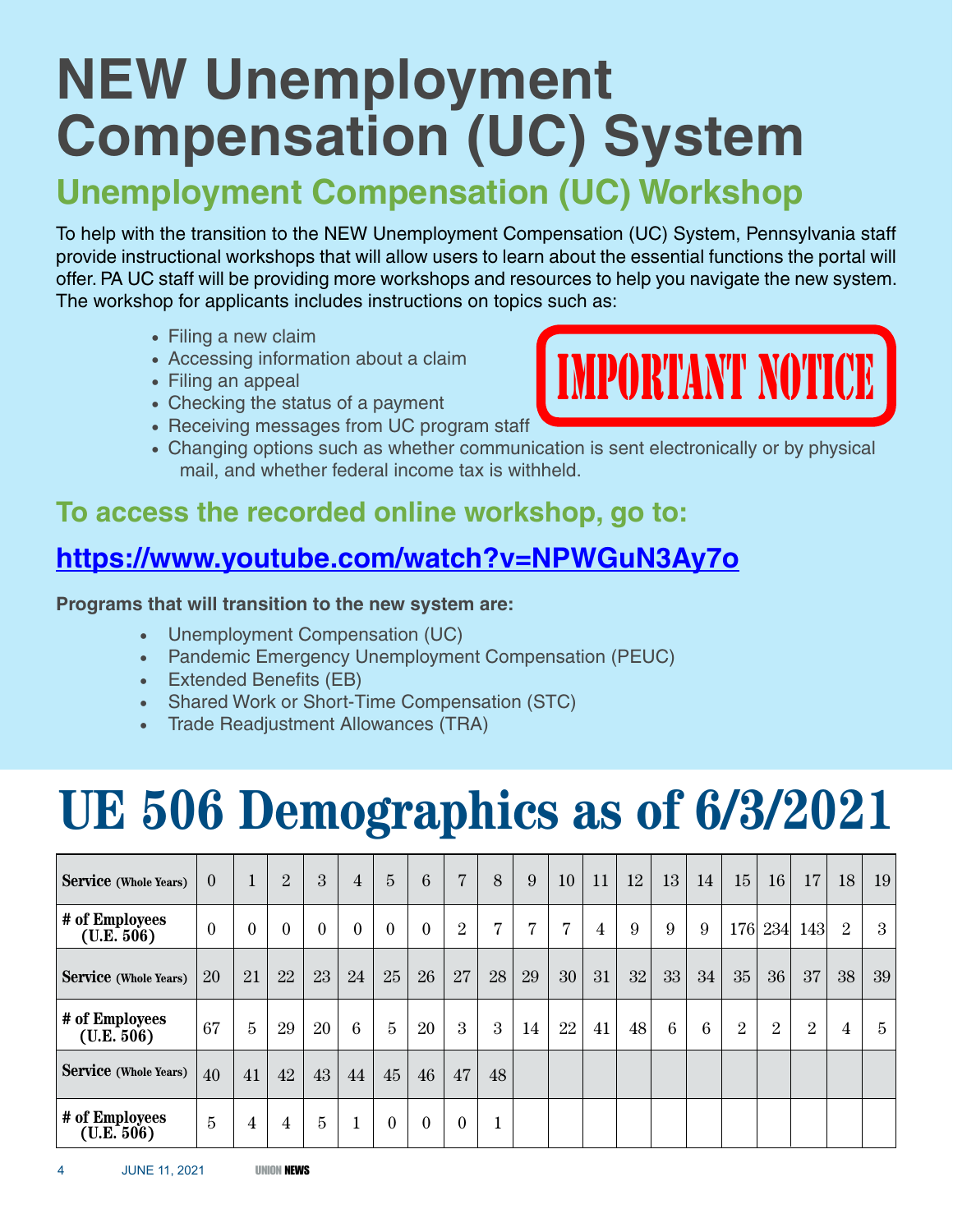# NEW Unemployment Compensation (UC) System

## Unemployment Compensation (UC) Workshop

To help with the transition to the NEW Unemployment Compensation (UC) System, Pennsylvania staff provide instructional workshops that will allow users to learn about the essential functions the portal will offer. PA UC staff will be providing more workshops and resources to help you navigate the new system. The workshop for applicants includes instructions on topics such as:

- Filing a new claim
- Accessing information about a claim
- Filing an appeal
- Checking the status of a payment
- Receiving messages from UC program staff
- Changing options such as whether communication is sent electronically or by physical mail, and whether federal income tax is withheld.

IMPORTANT NOTICE

### To access the recorded online workshop, go to:

### https://www.youtube.com/watch?v=NPWGuN3Ay7o

**Programs that will transition to the new system are:**

- Unemployment Compensation (UC)
- Pandemic Emergency Unemployment Compensation (PEUC)
- Extended Benefits (EB)
- Shared Work or Short-Time Compensation (STC)
- Trade Readjustment Allowances (TRA)

# UE 506 Demographics as of 6/3/2021

| **Service** (Whole Years) | 0 | 1 | 2 | 3 | 4 | 5 | 6 | 7 | 8 | 9 | 10 | 11 | 12 | 13 | 14 | 15 | 16 | 17 | 18 | 19 |
|---|---|---|---|---|---|---|---|---|---|---|---|---|---|---|---|---|---|---|---|---|
| **# of Employees (U.E. 506)** | 0 | 0 | 0 | 0 | 0 | 0 | 0 | 2 | 7 | 7 | 7 | 4 | 9 | 9 | 9 | 176 | 234 | 143 | 2 | 3 |
| **Service** (Whole Years) | 20 | 21 | 22 | 23 | 24 | 25 | 26 | 27 | 28 | 29 | 30 | 31 | 32 | 33 | 34 | 35 | 36 | 37 | 38 | 39 |
| **# of Employees (U.E. 506)** | 67 | 5 | 29 | 20 | 6 | 5 | 20 | 3 | 3 | 14 | 22 | 41 | 48 | 6 | 6 | 2 | 2 | 2 | 4 | 5 |
| **Service** (Whole Years) | 40 | 41 | 42 | 43 | 44 | 45 | 46 | 47 | 48 | | | | | | | | | | | |
| **# of Employees (U.E. 506)** | 5 | 4 | 4 | 5 | 1 | 0 | 0 | 0 | 1 | | | | | | | | | | | |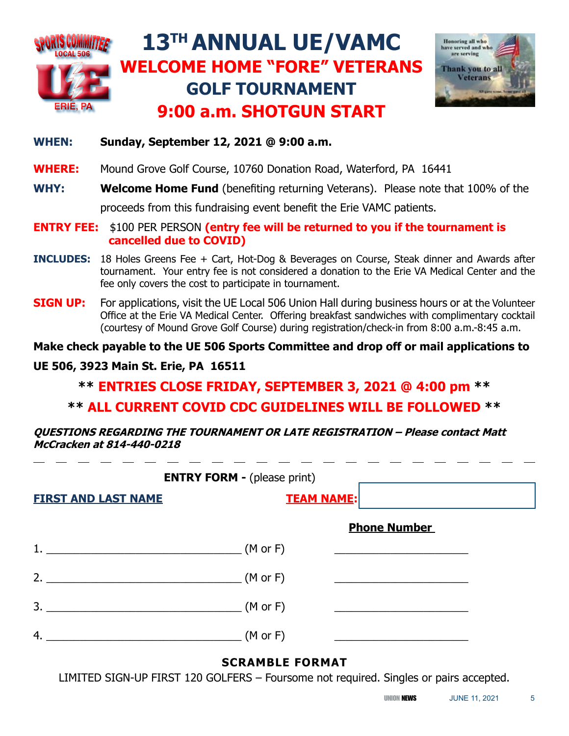# 13TH ANNUAL UE/VAMC

## WELCOME HOME "FORE" VETERANS

## GOLF TOURNAMENT

## 9:00 a.m. SHOTGUN START

**WHEN:** **Sunday, September 12, 2021 @ 9:00 a.m.**

**WHERE:** Mound Grove Golf Course, 10760 Donation Road, Waterford, PA 16441

**WHY:** **Welcome Home Fund** (benefiting returning Veterans). Please note that 100% of the proceeds from this fundraising event benefit the Erie VAMC patients.

**ENTRY FEE:** $100 PER PERSON **(entry fee will be returned to you if the tournament is cancelled due to COVID)**

**INCLUDES:** 18 Holes Greens Fee + Cart, Hot-Dog & Beverages on Course, Steak dinner and Awards after tournament. Your entry fee is not considered a donation to the Erie VA Medical Center and the fee only covers the cost to participate in tournament.

**SIGN UP:** For applications, visit the UE Local 506 Union Hall during business hours or at the Volunteer Office at the Erie VA Medical Center. Offering breakfast sandwiches with complimentary cocktail (courtesy of Mound Grove Golf Course) during registration/check-in from 8:00 a.m.-8:45 a.m.

**Make check payable to the UE 506 Sports Committee and drop off or mail applications to UE 506, 3923 Main St. Erie, PA 16511**

**\*\* ENTRIES CLOSE FRIDAY, SEPTEMBER 3, 2021 @ 4:00 pm \*\***

**\*\* ALL CURRENT COVID CDC GUIDELINES WILL BE FOLLOWED \*\***

***QUESTIONS REGARDING THE TOURNAMENT OR LATE REGISTRATION – Please contact Matt McCracken at 814-440-0218***

---

**ENTRY FORM -** (please print)

**FIRST AND LAST NAME** | **TEAM NAME:** ____________________

| FIRST AND LAST NAME | | Phone Number |
|---|---|---|
| 1. ______________________________ | (M or F) | ____________________ |
| 2. ______________________________ | (M or F) | ____________________ |
| 3. ______________________________ | (M or F) | ____________________ |
| 4. ______________________________ | (M or F) | ____________________ |

**SCRAMBLE FORMAT**

LIMITED SIGN-UP FIRST 120 GOLFERS – Foursome not required. Singles or pairs accepted.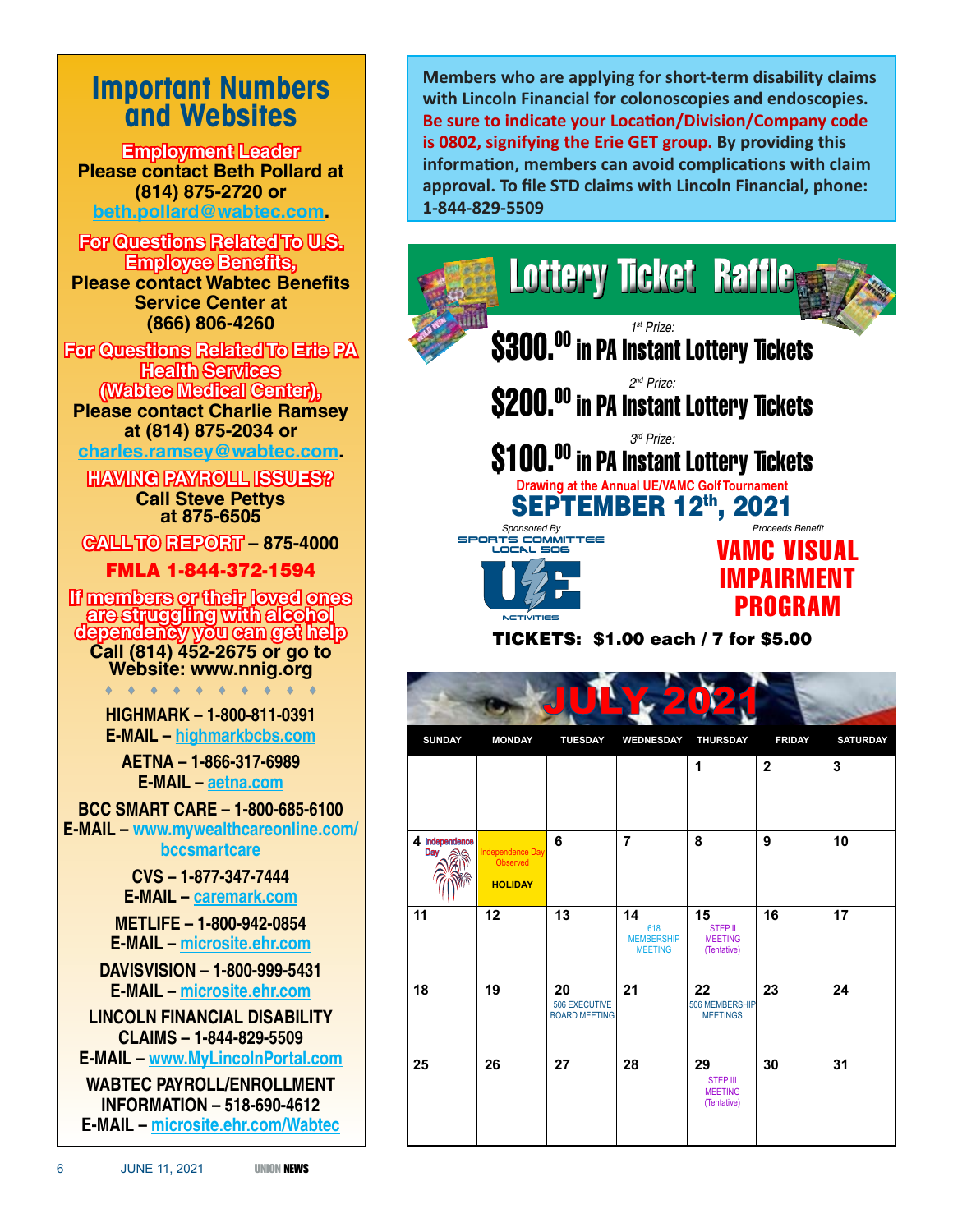# Important Numbers and Websites

**Employment Leader**
Please contact Beth Pollard at (814) 875-2720 or beth.pollard@wabtec.com.

**For Questions Related To U.S. Employee Benefits,**
Please contact Wabtec Benefits Service Center at (866) 806-4260

**For Questions Related To Erie PA Health Services (Wabtec Medical Center),**
Please contact Charlie Ramsey at (814) 875-2034 or charles.ramsey@wabtec.com.

**HAVING PAYROLL ISSUES?**
Call Steve Pettys at 875-6505

**CALL TO REPORT** – 875-4000

**FMLA 1-844-372-1594**

**If members or their loved ones are struggling with alcohol dependency you can get help**
Call (814) 452-2675 or go to Website: www.nnig.org

HIGHMARK – 1-800-811-0391
E-MAIL – highmarkbcbs.com

AETNA – 1-866-317-6989
E-MAIL – aetna.com

BCC SMART CARE – 1-800-685-6100
E-MAIL – www.mywealthcareonline.com/bccsmartcare

CVS – 1-877-347-7444
E-MAIL – caremark.com

METLIFE – 1-800-942-0854
E-MAIL – microsite.ehr.com

DAVISVISION – 1-800-999-5431
E-MAIL – microsite.ehr.com

LINCOLN FINANCIAL DISABILITY CLAIMS – 1-844-829-5509
E-MAIL – www.MyLincolnPortal.com

WABTEC PAYROLL/ENROLLMENT INFORMATION – 518-690-4612
E-MAIL – microsite.ehr.com/Wabtec

---

**Members who are applying for short-term disability claims with Lincoln Financial for colonoscopies and endoscopies. Be sure to indicate your Location/Division/Company code is 0802, signifying the Erie GET group. By providing this information, members can avoid complications with claim approval. To file STD claims with Lincoln Financial, phone: 1-844-829-5509**

---

# Lottery Ticket Raffle

*1st Prize:*
**$300.00 in PA Instant Lottery Tickets**

*2nd Prize:*
**$200.00 in PA Instant Lottery Tickets**

*3rd Prize:*
**$100.00 in PA Instant Lottery Tickets**

**Drawing at the Annual UE/VAMC Golf Tournament**
**SEPTEMBER 12th, 2021**

*Sponsored By*
SPORTS COMMITTEE LOCAL 506
UE ACTIVITIES

*Proceeds Benefit*
**VAMC VISUAL IMPAIRMENT PROGRAM**

**TICKETS: $1.00 each / 7 for $5.00**

---

# JULY 2021

| SUNDAY | MONDAY | TUESDAY | WEDNESDAY | THURSDAY | FRIDAY | SATURDAY |
|---|---|---|---|---|---|---|
| | | | | 1 | 2 | 3 |
| 4 Independence Day | Independence Day Observed HOLIDAY | 6 | 7 | 8 | 9 | 10 |
| 11 | 12 | 13 | 14 618 MEMBERSHIP MEETING | 15 STEP II MEETING (Tentative) | 16 | 17 |
| 18 | 19 | 20 506 EXECUTIVE BOARD MEETING | 21 | 22 506 MEMBERSHIP MEETINGS | 23 | 24 |
| 25 | 26 | 27 | 28 | 29 STEP III MEETING (Tentative) | 30 | 31 |